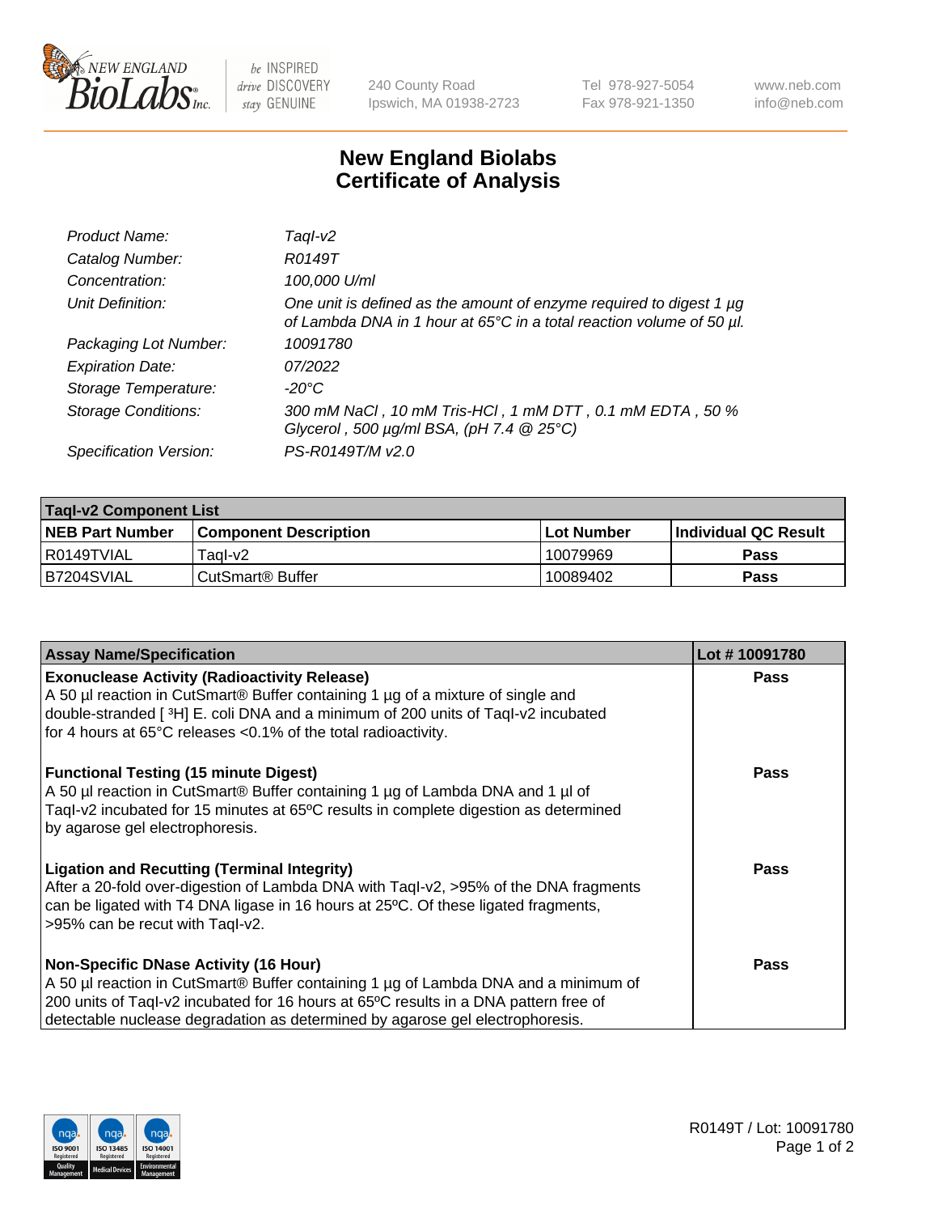New England Biolabs Inc. — be INSPIRED drive DISCOVERY stay GENUINE

240 County Road
Ipswich, MA 01938-2723

Tel 978-927-5054
Fax 978-921-1350

www.neb.com
info@neb.com

# New England Biolabs
# Certificate of Analysis

| | |
|---|---|
| *Product Name:* | *TaqI-v2* |
| *Catalog Number:* | *R0149T* |
| *Concentration:* | *100,000 U/ml* |
| *Unit Definition:* | *One unit is defined as the amount of enzyme required to digest 1 µg of Lambda DNA in 1 hour at 65°C in a total reaction volume of 50 µl.* |
| *Packaging Lot Number:* | *10091780* |
| *Expiration Date:* | *07/2022* |
| *Storage Temperature:* | *-20°C* |
| *Storage Conditions:* | *300 mM NaCl , 10 mM Tris-HCl , 1 mM DTT , 0.1 mM EDTA , 50 % Glycerol , 500 µg/ml BSA, (pH 7.4 @ 25°C)* |
| *Specification Version:* | *PS-R0149T/M v2.0* |

| **TaqI-v2 Component List** | | | |
|---|---|---|---|
| **NEB Part Number** | **Component Description** | **Lot Number** | **Individual QC Result** |
| R0149TVIAL | TaqI-v2 | 10079969 | **Pass** |
| B7204SVIAL | CutSmart® Buffer | 10089402 | **Pass** |

| **Assay Name/Specification** | **Lot # 10091780** |
|---|---|
| **Exonuclease Activity (Radioactivity Release)** A 50 µl reaction in CutSmart® Buffer containing 1 µg of a mixture of single and double-stranded [ $^{3}$H] E. coli DNA and a minimum of 200 units of TaqI-v2 incubated for 4 hours at 65°C releases <0.1% of the total radioactivity. | **Pass** |
| **Functional Testing (15 minute Digest)** A 50 µl reaction in CutSmart® Buffer containing 1 µg of Lambda DNA and 1 µl of TaqI-v2 incubated for 15 minutes at 65ºC results in complete digestion as determined by agarose gel electrophoresis. | **Pass** |
| **Ligation and Recutting (Terminal Integrity)** After a 20-fold over-digestion of Lambda DNA with TaqI-v2, >95% of the DNA fragments can be ligated with T4 DNA ligase in 16 hours at 25ºC. Of these ligated fragments, >95% can be recut with TaqI-v2. | **Pass** |
| **Non-Specific DNase Activity (16 Hour)** A 50 µl reaction in CutSmart® Buffer containing 1 µg of Lambda DNA and a minimum of 200 units of TaqI-v2 incubated for 16 hours at 65ºC results in a DNA pattern free of detectable nuclease degradation as determined by agarose gel electrophoresis. | **Pass** |

R0149T / Lot: 10091780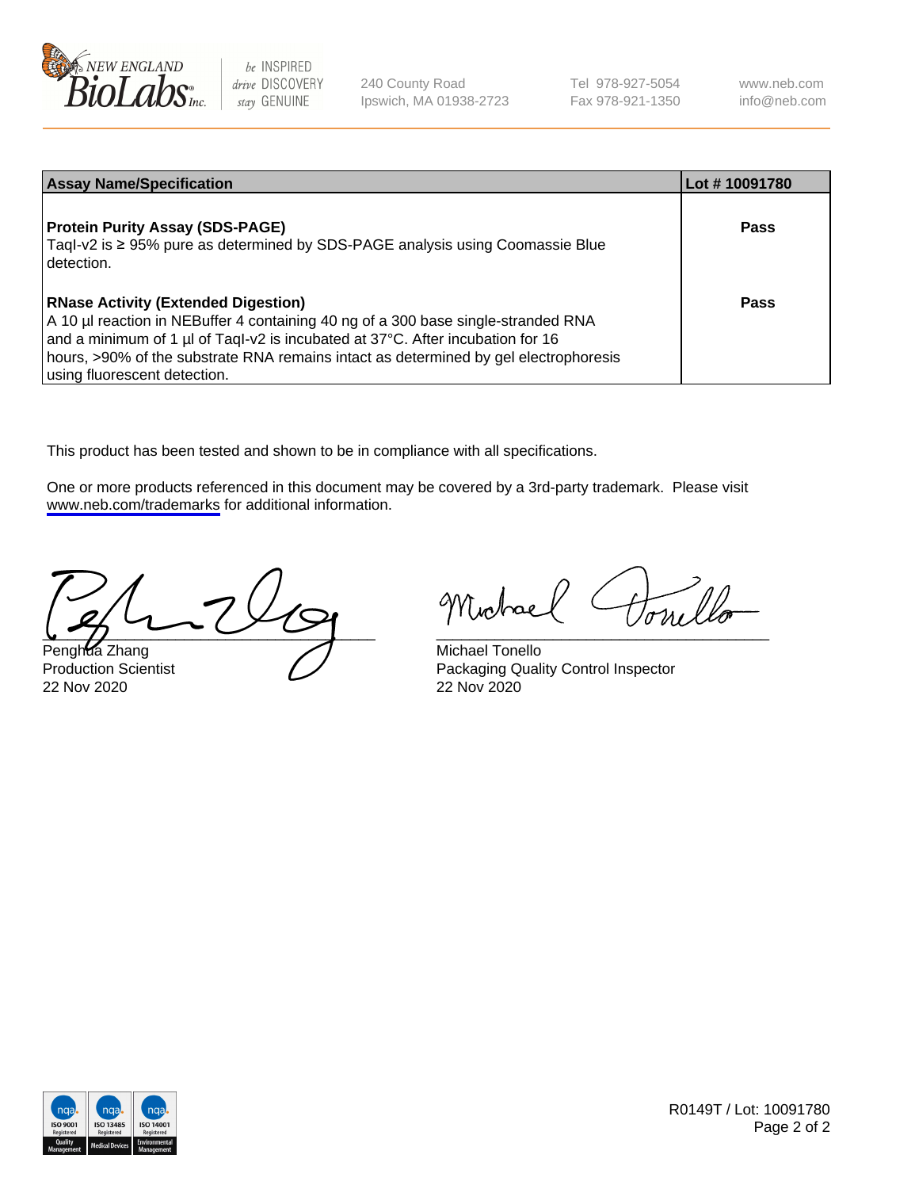NEW ENGLAND BioLabs Inc. — be INSPIRED drive DISCOVERY stay GENUINE

240 County Road
Ipswich, MA 01938-2723

Tel 978-927-5054
Fax 978-921-1350

www.neb.com
info@neb.com

| Assay Name/Specification | Lot # 10091780 |
|---|---|
| **Protein Purity Assay (SDS-PAGE)**<br>TaqI-v2 is ≥ 95% pure as determined by SDS-PAGE analysis using Coomassie Blue detection. | **Pass** |
| **RNase Activity (Extended Digestion)**<br>A 10 µl reaction in NEBuffer 4 containing 40 ng of a 300 base single-stranded RNA and a minimum of 1 µl of TaqI-v2 is incubated at 37°C. After incubation for 16 hours, >90% of the substrate RNA remains intact as determined by gel electrophoresis using fluorescent detection. | **Pass** |

This product has been tested and shown to be in compliance with all specifications.

One or more products referenced in this document may be covered by a 3rd-party trademark. Please visit www.neb.com/trademarks for additional information.

Penghua Zhang
Production Scientist
22 Nov 2020

Michael Tonello
Packaging Quality Control Inspector
22 Nov 2020

R0149T / Lot: 10091780